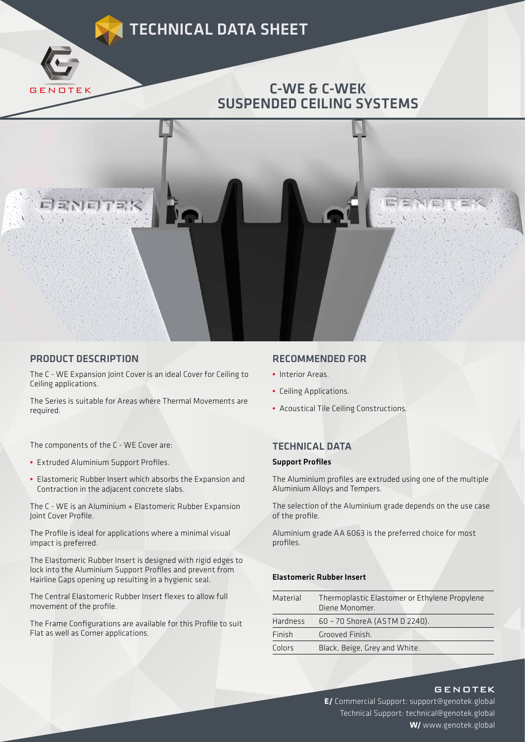# TECHNICAL DATA SHEET

GENOTEK

## C-WE & C-WEK SUSPENDED CEILING SYSTEMS

## PRODUCT DESCRIPTION

The C - WE Expansion Joint Cover is an ideal Cover for Ceiling to Ceiling applications.

The Series is suitable for Areas where Thermal Movements are required.

The components of the C - WE Cover are:

- Extruded Aluminium Support Profiles.
- Elastomeric Rubber Insert which absorbs the Expansion and Contraction in the adjacent concrete slabs.

The C - WE is an Aluminium + Elastomeric Rubber Expansion Joint Cover Profile.

The Profile is ideal for applications where a minimal visual impact is preferred.

The Elastomeric Rubber Insert is designed with rigid edges to lock into the Aluminium Support Profiles and prevent from Hairline Gaps opening up resulting in a hygienic seal.

The Central Elastomeric Rubber Insert flexes to allow full movement of the profile.

The Frame Configurations are available for this Profile to suit Flat as well as Corner applications.

## RECOMMENDED FOR

- Interior Areas.
- Ceiling Applications.
- Acoustical Tile Ceiling Constructions.

## TECHNICAL DATA

### Support Profiles

The Aluminium profiles are extruded using one of the multiple Aluminium Alloys and Tempers.

The selection of the Aluminium grade depends on the use case of the profile.

Aluminium grade AA 6063 is the preferred choice for most profiles.

### Elastomeric Rubber Insert

| | |
|---|---|
| Material | Thermoplastic Elastomer or Ethylene Propylene Diene Monomer. |
| Hardness | 60 – 70 ShoreA (ASTM D 2240). |
| Finish | Grooved Finish. |
| Colors | Black, Beige, Grey and White. |

GENOTEK

**E/** Commercial Support: support@genotek.global
Technical Support: technical@genotek.global
**W/** www.genotek.global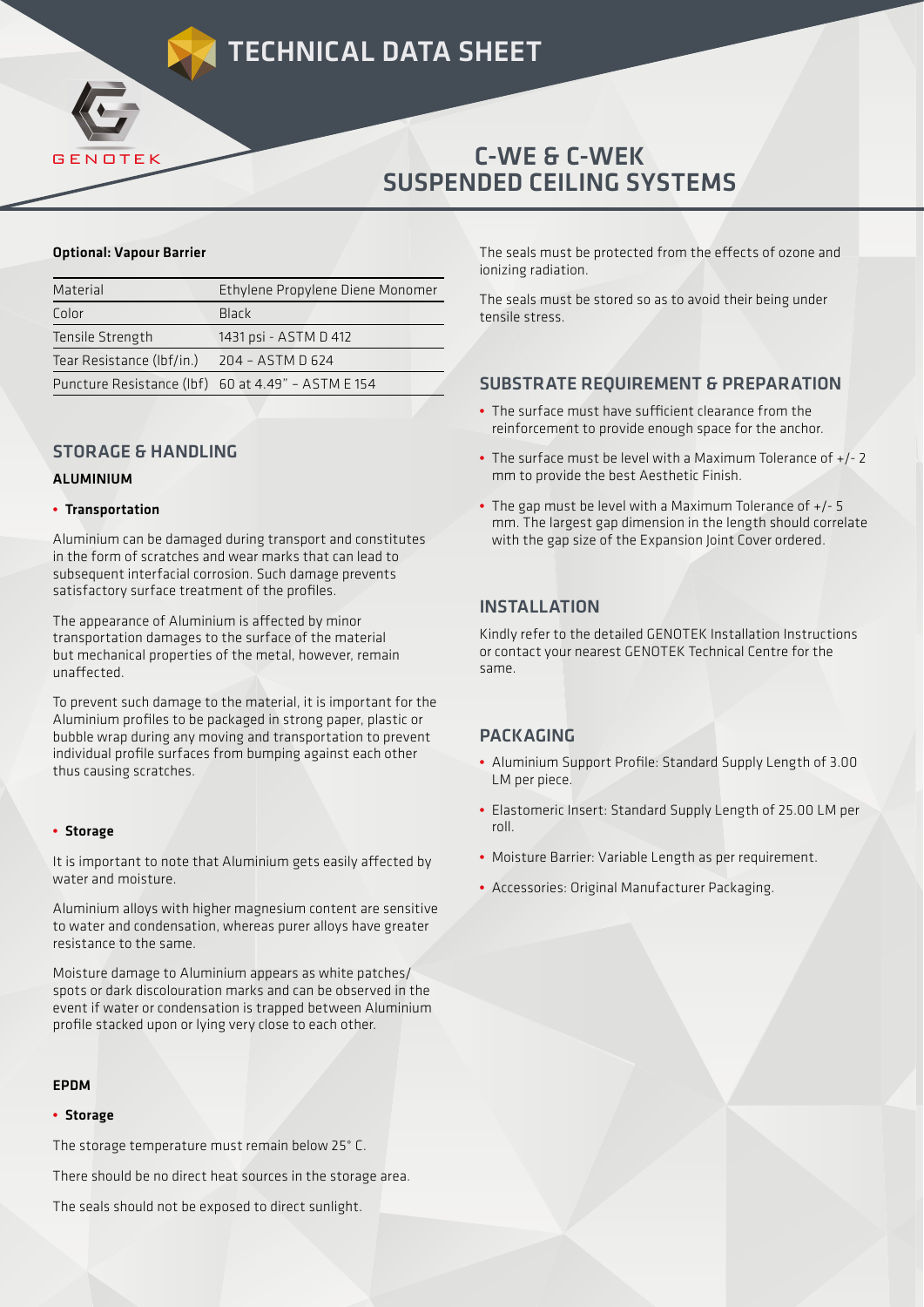## Optional: Vapour Barrier

| Material | Ethylene Propylene Diene Monomer |
|---|---|
| Color | Black |
| Tensile Strength | 1431 psi - ASTM D 412 |
| Tear Resistance (lbf/in.) | 204 – ASTM D 624 |
| Puncture Resistance (lbf) | 60 at 4.49" – ASTM E 154 |

## STORAGE & HANDLING

### ALUMINIUM

- **Transportation**

Aluminium can be damaged during transport and constitutes in the form of scratches and wear marks that can lead to subsequent interfacial corrosion. Such damage prevents satisfactory surface treatment of the profiles.

The appearance of Aluminium is affected by minor transportation damages to the surface of the material but mechanical properties of the metal, however, remain unaffected.

To prevent such damage to the material, it is important for the Aluminium profiles to be packaged in strong paper, plastic or bubble wrap during any moving and transportation to prevent individual profile surfaces from bumping against each other thus causing scratches.

- **Storage**

It is important to note that Aluminium gets easily affected by water and moisture.

Aluminium alloys with higher magnesium content are sensitive to water and condensation, whereas purer alloys have greater resistance to the same.

Moisture damage to Aluminium appears as white patches/ spots or dark discolouration marks and can be observed in the event if water or condensation is trapped between Aluminium profile stacked upon or lying very close to each other.

### EPDM

- **Storage**

The storage temperature must remain below 25° C.

There should be no direct heat sources in the storage area.

The seals should not be exposed to direct sunlight.

The seals must be protected from the effects of ozone and ionizing radiation.

The seals must be stored so as to avoid their being under tensile stress.

## SUBSTRATE REQUIREMENT & PREPARATION

- The surface must have sufficient clearance from the reinforcement to provide enough space for the anchor.
- The surface must be level with a Maximum Tolerance of +/- 2 mm to provide the best Aesthetic Finish.
- The gap must be level with a Maximum Tolerance of +/- 5 mm. The largest gap dimension in the length should correlate with the gap size of the Expansion Joint Cover ordered.

## INSTALLATION

Kindly refer to the detailed GENOTEK Installation Instructions or contact your nearest GENOTEK Technical Centre for the same.

## PACKAGING

- Aluminium Support Profile: Standard Supply Length of 3.00 LM per piece.
- Elastomeric Insert: Standard Supply Length of 25.00 LM per roll.
- Moisture Barrier: Variable Length as per requirement.
- Accessories: Original Manufacturer Packaging.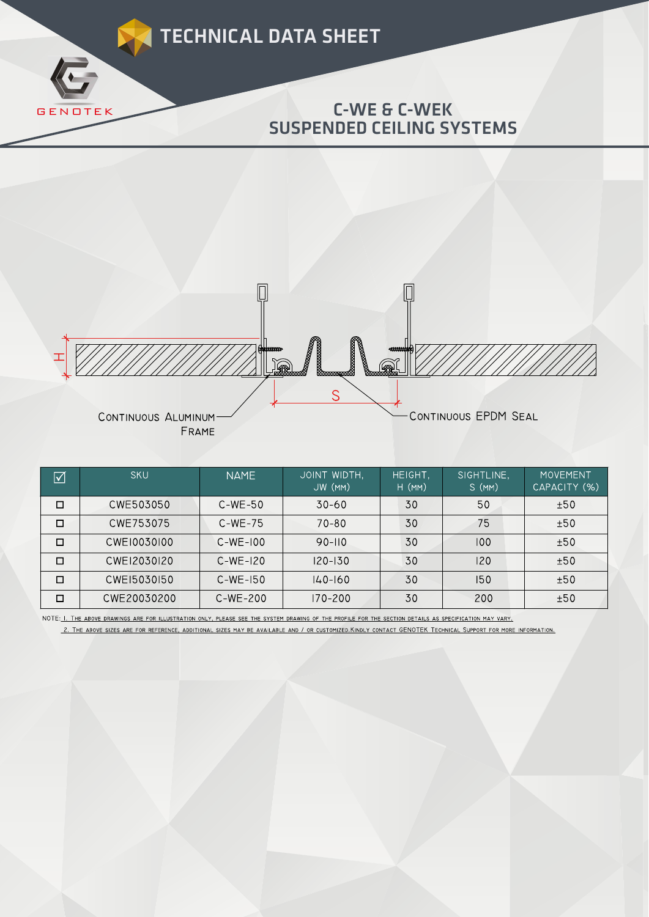# TECHNICAL DATA SHEET

GENOTEK

## C-WE & C-WEK SUSPENDED CEILING SYSTEMS

H

S

CONTINUOUS ALUMINUM FRAME

CONTINUOUS EPDM SEAL

| ☑ | SKU | NAME | JOINT WIDTH, JW (MM) | HEIGHT, H (MM) | SIGHTLINE, S (MM) | MOVEMENT CAPACITY (%) |
|---|---|---|---|---|---|---|
| ☐ | CWE503050 | C-WE-50 | 30-60 | 30 | 50 | ±50 |
| ☐ | CWE753075 | C-WE-75 | 70-80 | 30 | 75 | ±50 |
| ☐ | CWE10030100 | C-WE-100 | 90-110 | 30 | 100 | ±50 |
| ☐ | CWE12030120 | C-WE-120 | 120-130 | 30 | 120 | ±50 |
| ☐ | CWE15030150 | C-WE-150 | 140-160 | 30 | 150 | ±50 |
| ☐ | CWE20030200 | C-WE-200 | 170-200 | 30 | 200 | ±50 |

NOTE: 1. THE ABOVE DRAWINGS ARE FOR ILLUSTRATION ONLY, PLEASE SEE THE SYSTEM DRAWING OF THE PROFILE FOR THE SECTION DETAILS AS SPECIFICATION MAY VARY.

2. THE ABOVE SIZES ARE FOR REFERENCE, ADDITIONAL SIZES MAY BE AVAILABLE AND / OR CUSTOMIZED.KINDLY CONTACT GENOTEK TECHNICAL SUPPORT FOR MORE INFORMATION.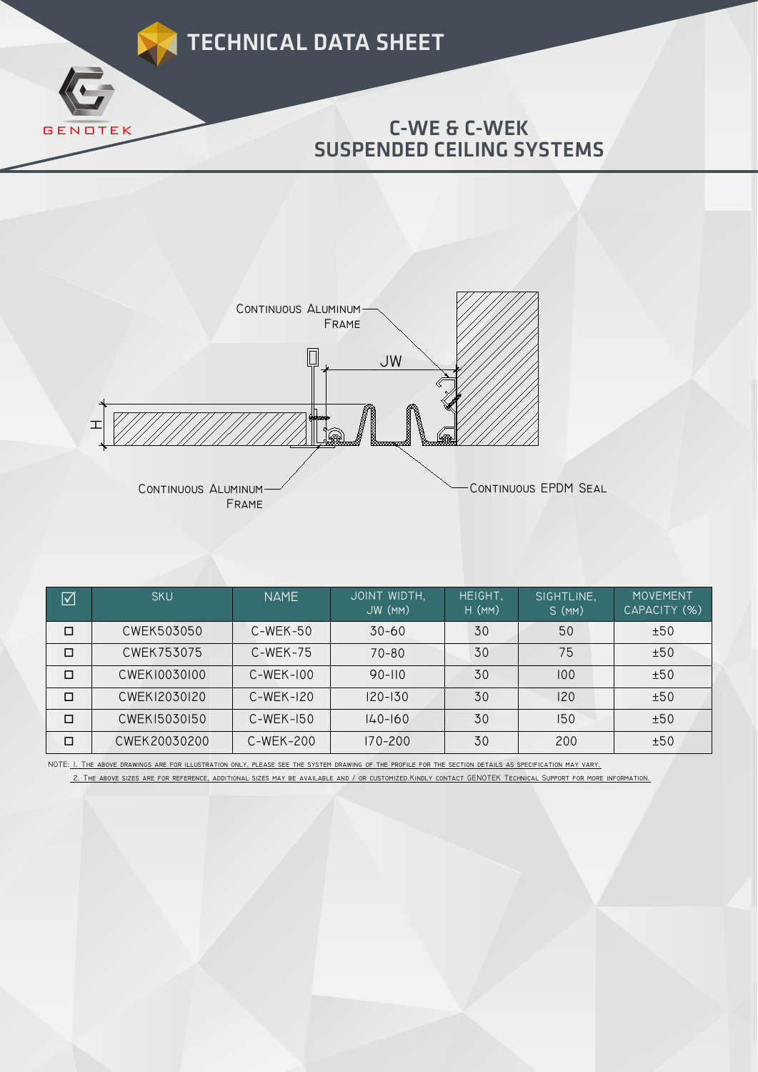# TECHNICAL DATA SHEET

GENOTEK

## C-WE & C-WEK SUSPENDED CEILING SYSTEMS

Continuous Aluminum Frame

JW

H

Continuous Aluminum Frame

Continuous EPDM Seal

| ☑ | SKU | NAME | JOINT WIDTH, JW (MM) | HEIGHT, H (MM) | SIGHTLINE, S (MM) | MOVEMENT CAPACITY (%) |
|---|---|---|---|---|---|---|
| ☐ | CWEK503050 | C-WEK-50 | 30-60 | 30 | 50 | ±50 |
| ☐ | CWEK753075 | C-WEK-75 | 70-80 | 30 | 75 | ±50 |
| ☐ | CWEK10030100 | C-WEK-100 | 90-110 | 30 | 100 | ±50 |
| ☐ | CWEK12030120 | C-WEK-120 | 120-130 | 30 | 120 | ±50 |
| ☐ | CWEK15030150 | C-WEK-150 | 140-160 | 30 | 150 | ±50 |
| ☐ | CWEK20030200 | C-WEK-200 | 170-200 | 30 | 200 | ±50 |

NOTE: 1. The above drawings are for illustration only, please see the system drawing of the profile for the section details as specification may vary.

2. The above sizes are for reference, additional sizes may be available and / or customized.Kindly contact GENOTEK Technical Support for more information.